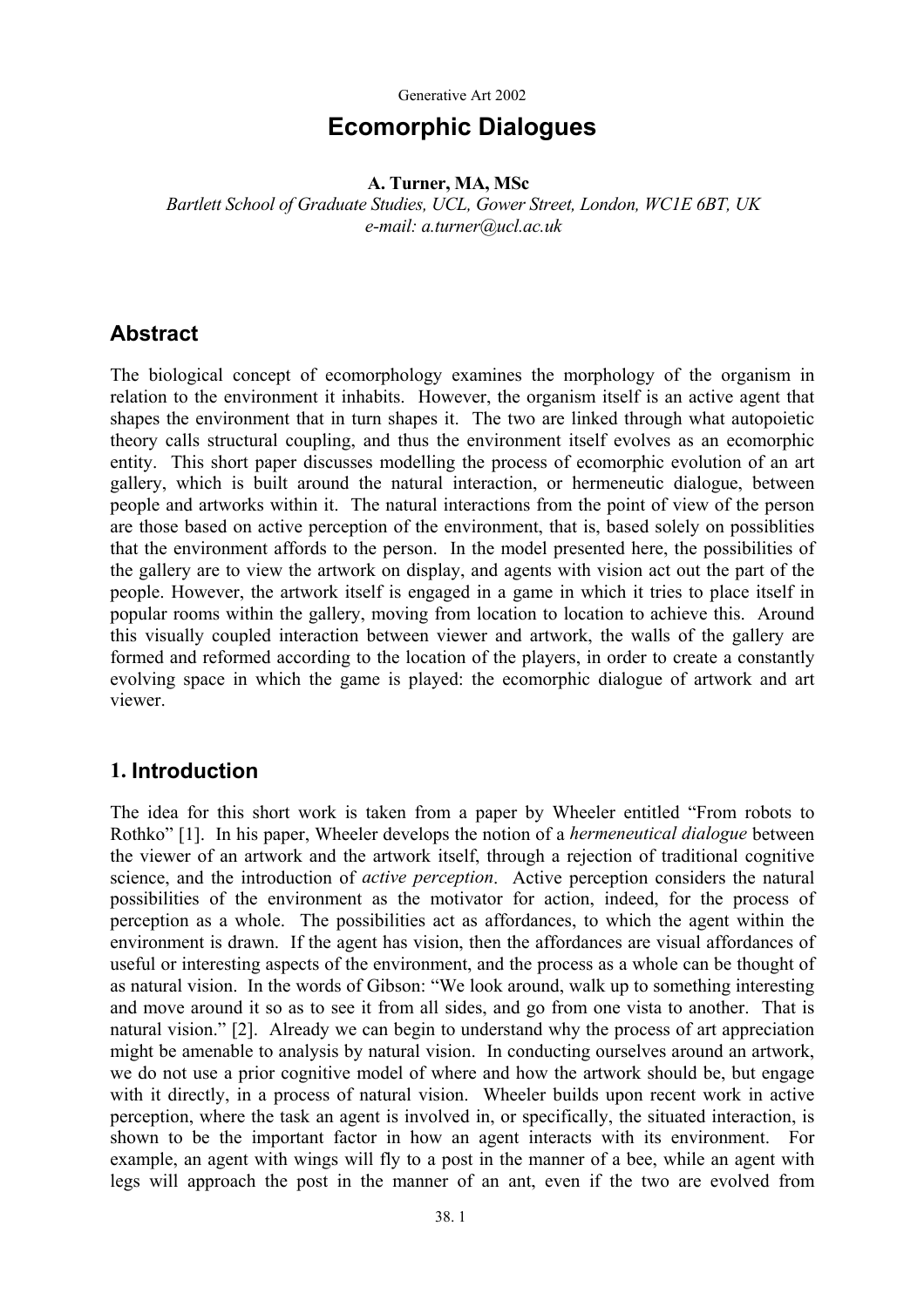# Ecomorphic Dialogues

**A. Turner, MA, MSc**
*Bartlett School of Graduate Studies, UCL, Gower Street, London, WC1E 6BT, UK*
*e-mail: a.turner@ucl.ac.uk*

## Abstract

The biological concept of ecomorphology examines the morphology of the organism in relation to the environment it inhabits. However, the organism itself is an active agent that shapes the environment that in turn shapes it. The two are linked through what autopoietic theory calls structural coupling, and thus the environment itself evolves as an ecomorphic entity. This short paper discusses modelling the process of ecomorphic evolution of an art gallery, which is built around the natural interaction, or hermeneutic dialogue, between people and artworks within it. The natural interactions from the point of view of the person are those based on active perception of the environment, that is, based solely on possiblities that the environment affords to the person. In the model presented here, the possibilities of the gallery are to view the artwork on display, and agents with vision act out the part of the people. However, the artwork itself is engaged in a game in which it tries to place itself in popular rooms within the gallery, moving from location to location to achieve this. Around this visually coupled interaction between viewer and artwork, the walls of the gallery are formed and reformed according to the location of the players, in order to create a constantly evolving space in which the game is played: the ecomorphic dialogue of artwork and art viewer.

## 1. Introduction

The idea for this short work is taken from a paper by Wheeler entitled "From robots to Rothko" [1]. In his paper, Wheeler develops the notion of a *hermeneutical dialogue* between the viewer of an artwork and the artwork itself, through a rejection of traditional cognitive science, and the introduction of *active perception*. Active perception considers the natural possibilities of the environment as the motivator for action, indeed, for the process of perception as a whole. The possibilities act as affordances, to which the agent within the environment is drawn. If the agent has vision, then the affordances are visual affordances of useful or interesting aspects of the environment, and the process as a whole can be thought of as natural vision. In the words of Gibson: "We look around, walk up to something interesting and move around it so as to see it from all sides, and go from one vista to another. That is natural vision." [2]. Already we can begin to understand why the process of art appreciation might be amenable to analysis by natural vision. In conducting ourselves around an artwork, we do not use a prior cognitive model of where and how the artwork should be, but engage with it directly, in a process of natural vision. Wheeler builds upon recent work in active perception, where the task an agent is involved in, or specifically, the situated interaction, is shown to be the important factor in how an agent interacts with its environment. For example, an agent with wings will fly to a post in the manner of a bee, while an agent with legs will approach the post in the manner of an ant, even if the two are evolved from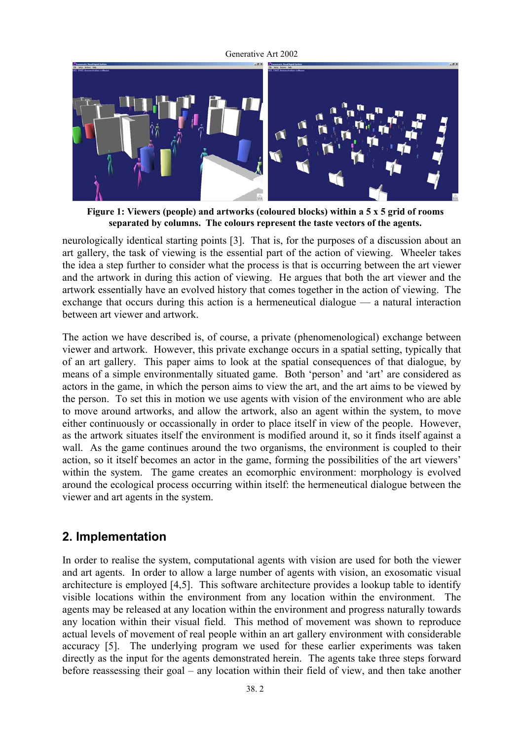**Figure 1: Viewers (people) and artworks (coloured blocks) within a 5 x 5 grid of rooms separated by columns. The colours represent the taste vectors of the agents.**

neurologically identical starting points [3]. That is, for the purposes of a discussion about an art gallery, the task of viewing is the essential part of the action of viewing. Wheeler takes the idea a step further to consider what the process is that is occurring between the art viewer and the artwork in during this action of viewing. He argues that both the art viewer and the artwork essentially have an evolved history that comes together in the action of viewing. The exchange that occurs during this action is a hermeneutical dialogue — a natural interaction between art viewer and artwork.

The action we have described is, of course, a private (phenomenological) exchange between viewer and artwork. However, this private exchange occurs in a spatial setting, typically that of an art gallery. This paper aims to look at the spatial consequences of that dialogue, by means of a simple environmentally situated game. Both 'person' and 'art' are considered as actors in the game, in which the person aims to view the art, and the art aims to be viewed by the person. To set this in motion we use agents with vision of the environment who are able to move around artworks, and allow the artwork, also an agent within the system, to move either continuously or occassionally in order to place itself in view of the people. However, as the artwork situates itself the environment is modified around it, so it finds itself against a wall. As the game continues around the two organisms, the environment is coupled to their action, so it itself becomes an actor in the game, forming the possibilities of the art viewers' within the system. The game creates an ecomorphic environment: morphology is evolved around the ecological process occurring within itself: the hermeneutical dialogue between the viewer and art agents in the system.

## 2. Implementation

In order to realise the system, computational agents with vision are used for both the viewer and art agents. In order to allow a large number of agents with vision, an exosomatic visual architecture is employed [4,5]. This software architecture provides a lookup table to identify visible locations within the environment from any location within the environment. The agents may be released at any location within the environment and progress naturally towards any location within their visual field. This method of movement was shown to reproduce actual levels of movement of real people within an art gallery environment with considerable accuracy [5]. The underlying program we used for these earlier experiments was taken directly as the input for the agents demonstrated herein. The agents take three steps forward before reassessing their goal – any location within their field of view, and then take another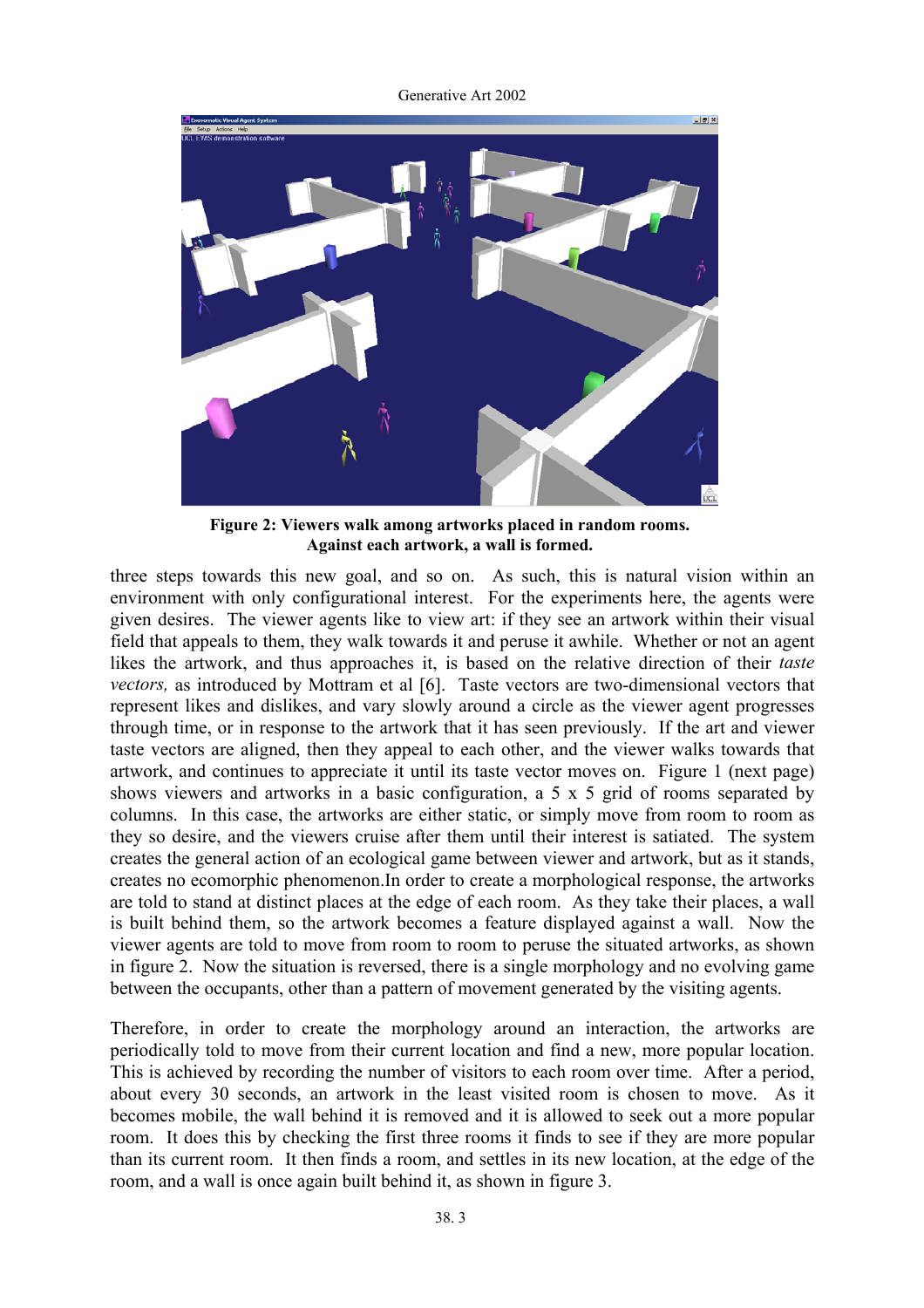**Figure 2: Viewers walk among artworks placed in random rooms. Against each artwork, a wall is formed.**

three steps towards this new goal, and so on. As such, this is natural vision within an environment with only configurational interest. For the experiments here, the agents were given desires. The viewer agents like to view art: if they see an artwork within their visual field that appeals to them, they walk towards it and peruse it awhile. Whether or not an agent likes the artwork, and thus approaches it, is based on the relative direction of their *taste vectors,* as introduced by Mottram et al [6]. Taste vectors are two-dimensional vectors that represent likes and dislikes, and vary slowly around a circle as the viewer agent progresses through time, or in response to the artwork that it has seen previously. If the art and viewer taste vectors are aligned, then they appeal to each other, and the viewer walks towards that artwork, and continues to appreciate it until its taste vector moves on. Figure 1 (next page) shows viewers and artworks in a basic configuration, a 5 x 5 grid of rooms separated by columns. In this case, the artworks are either static, or simply move from room to room as they so desire, and the viewers cruise after them until their interest is satiated. The system creates the general action of an ecological game between viewer and artwork, but as it stands, creates no ecomorphic phenomenon.In order to create a morphological response, the artworks are told to stand at distinct places at the edge of each room. As they take their places, a wall is built behind them, so the artwork becomes a feature displayed against a wall. Now the viewer agents are told to move from room to room to peruse the situated artworks, as shown in figure 2. Now the situation is reversed, there is a single morphology and no evolving game between the occupants, other than a pattern of movement generated by the visiting agents.

Therefore, in order to create the morphology around an interaction, the artworks are periodically told to move from their current location and find a new, more popular location. This is achieved by recording the number of visitors to each room over time. After a period, about every 30 seconds, an artwork in the least visited room is chosen to move. As it becomes mobile, the wall behind it is removed and it is allowed to seek out a more popular room. It does this by checking the first three rooms it finds to see if they are more popular than its current room. It then finds a room, and settles in its new location, at the edge of the room, and a wall is once again built behind it, as shown in figure 3.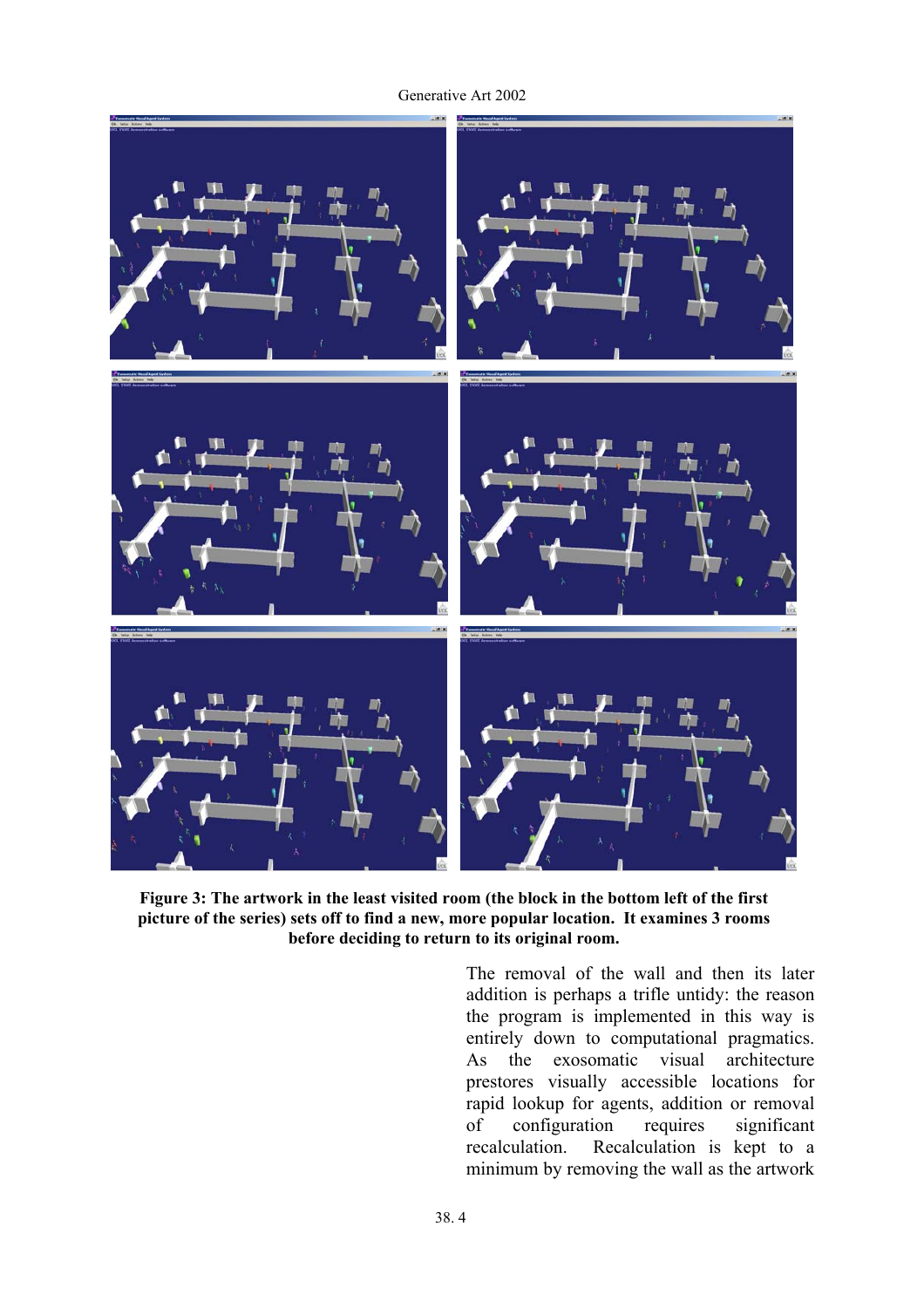**Figure 3: The artwork in the least visited room (the block in the bottom left of the first picture of the series) sets off to find a new, more popular location. It examines 3 rooms before deciding to return to its original room.**

The removal of the wall and then its later addition is perhaps a trifle untidy: the reason the program is implemented in this way is entirely down to computational pragmatics. As the exosomatic visual architecture prestores visually accessible locations for rapid lookup for agents, addition or removal of configuration requires significant recalculation. Recalculation is kept to a minimum by removing the wall as the artwork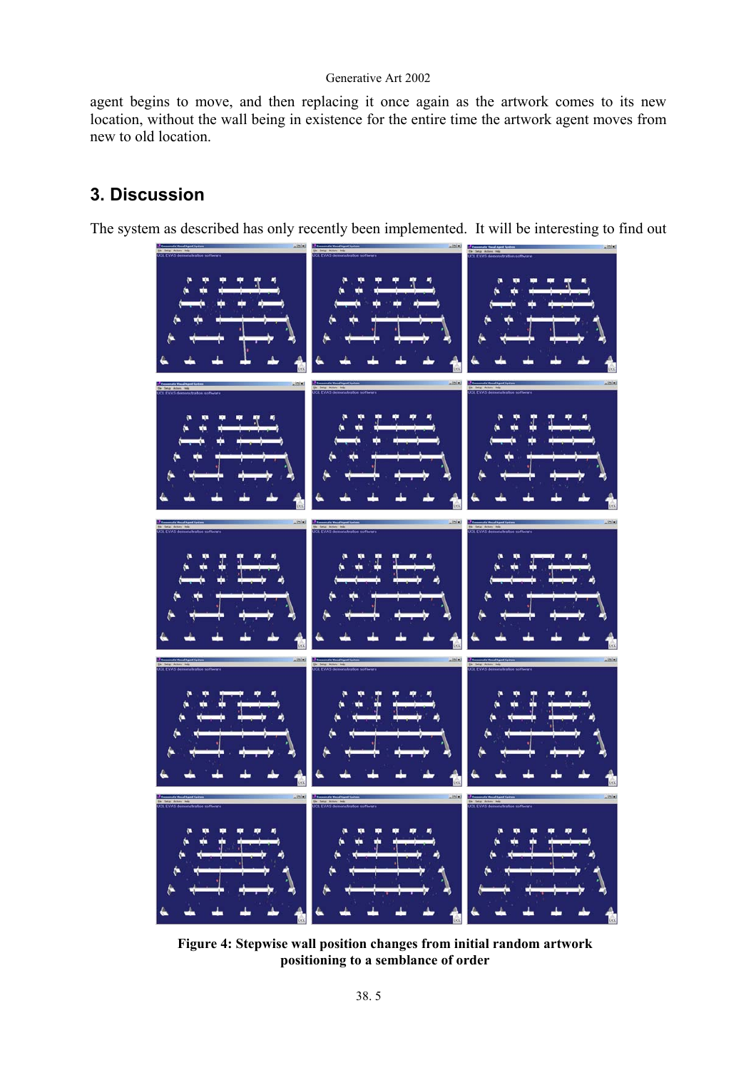agent begins to move, and then replacing it once again as the artwork comes to its new location, without the wall being in existence for the entire time the artwork agent moves from new to old location.

## 3. Discussion

The system as described has only recently been implemented. It will be interesting to find out

**Figure 4: Stepwise wall position changes from initial random artwork positioning to a semblance of order**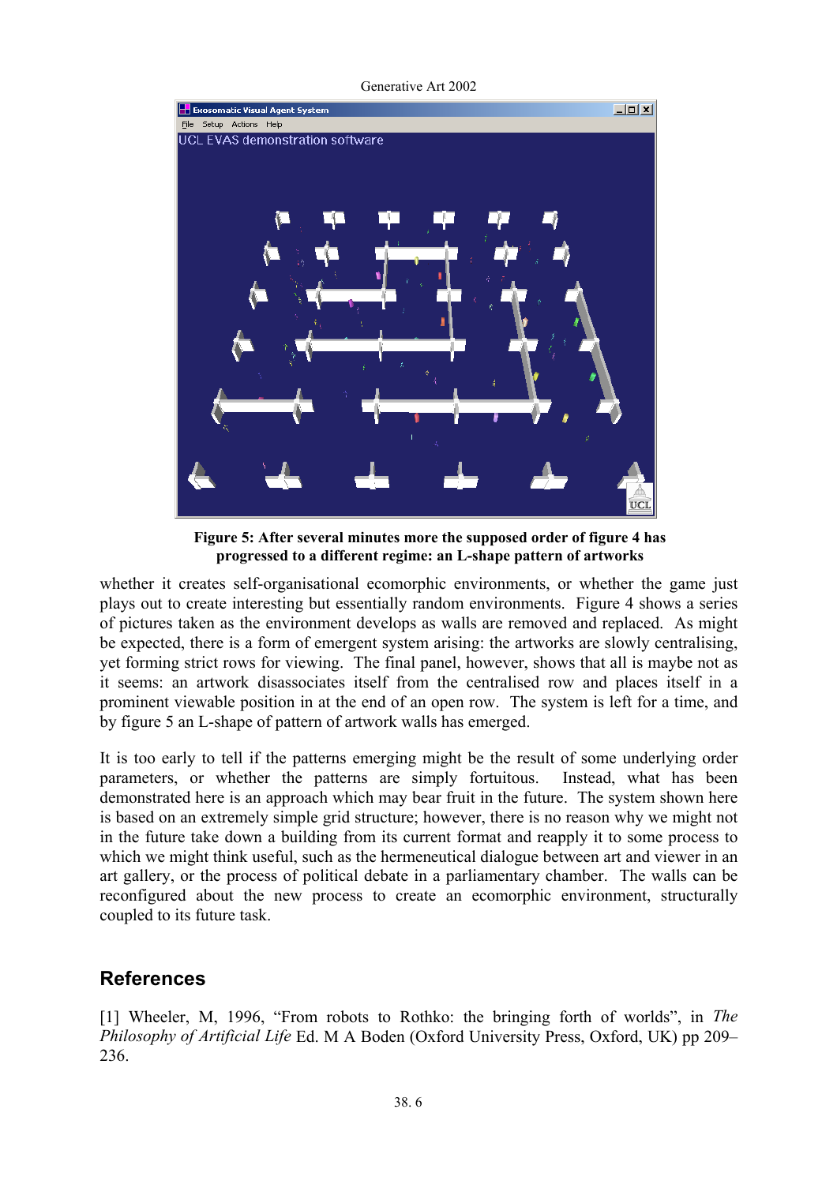**Figure 5: After several minutes more the supposed order of figure 4 has progressed to a different regime: an L-shape pattern of artworks**

whether it creates self-organisational ecomorphic environments, or whether the game just plays out to create interesting but essentially random environments. Figure 4 shows a series of pictures taken as the environment develops as walls are removed and replaced. As might be expected, there is a form of emergent system arising: the artworks are slowly centralising, yet forming strict rows for viewing. The final panel, however, shows that all is maybe not as it seems: an artwork disassociates itself from the centralised row and places itself in a prominent viewable position in at the end of an open row. The system is left for a time, and by figure 5 an L-shape of pattern of artwork walls has emerged.

It is too early to tell if the patterns emerging might be the result of some underlying order parameters, or whether the patterns are simply fortuitous. Instead, what has been demonstrated here is an approach which may bear fruit in the future. The system shown here is based on an extremely simple grid structure; however, there is no reason why we might not in the future take down a building from its current format and reapply it to some process to which we might think useful, such as the hermeneutical dialogue between art and viewer in an art gallery, or the process of political debate in a parliamentary chamber. The walls can be reconfigured about the new process to create an ecomorphic environment, structurally coupled to its future task.

## References

[1] Wheeler, M, 1996, "From robots to Rothko: the bringing forth of worlds", in *The Philosophy of Artificial Life* Ed. M A Boden (Oxford University Press, Oxford, UK) pp 209–236.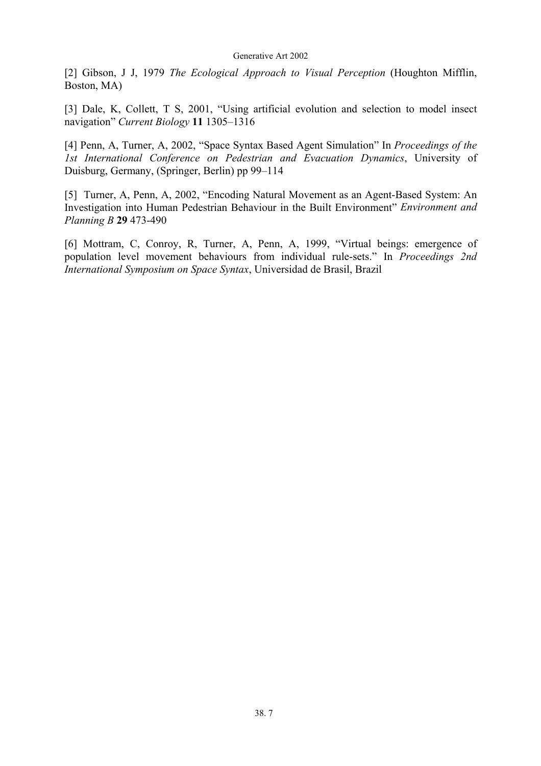[2] Gibson, J J, 1979 *The Ecological Approach to Visual Perception* (Houghton Mifflin, Boston, MA)

[3] Dale, K, Collett, T S, 2001, "Using artificial evolution and selection to model insect navigation" *Current Biology* **11** 1305–1316

[4] Penn, A, Turner, A, 2002, "Space Syntax Based Agent Simulation" In *Proceedings of the 1st International Conference on Pedestrian and Evacuation Dynamics*, University of Duisburg, Germany, (Springer, Berlin) pp 99–114

[5] Turner, A, Penn, A, 2002, "Encoding Natural Movement as an Agent-Based System: An Investigation into Human Pedestrian Behaviour in the Built Environment" *Environment and Planning B* **29** 473-490

[6] Mottram, C, Conroy, R, Turner, A, Penn, A, 1999, "Virtual beings: emergence of population level movement behaviours from individual rule-sets." In *Proceedings 2nd International Symposium on Space Syntax*, Universidad de Brasil, Brazil